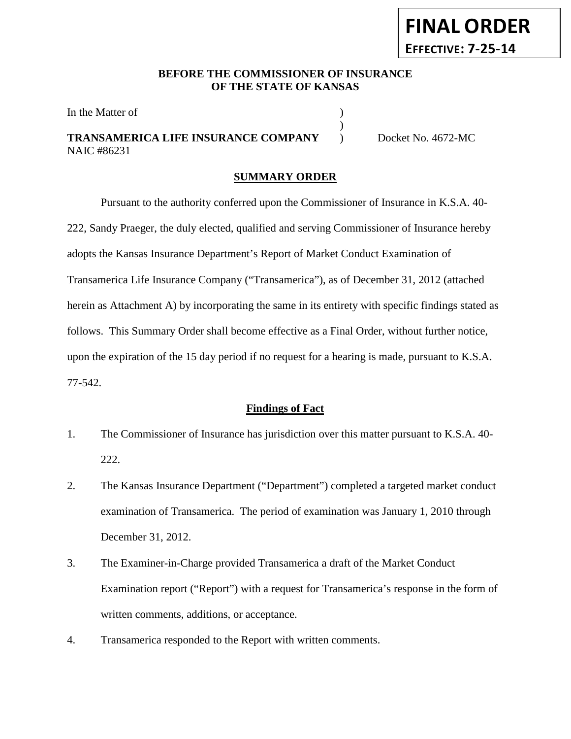**FINAL ORDER**

**EFFECTIVE: 7-25-14**

**BEFORE THE COMMISSIONER OF INSURANCE**
**OF THE STATE OF KANSAS**

In the Matter of )
)
**TRANSAMERICA LIFE INSURANCE COMPANY** ) Docket No. 4672-MC
NAIC #86231

## SUMMARY ORDER

Pursuant to the authority conferred upon the Commissioner of Insurance in K.S.A. 40-222, Sandy Praeger, the duly elected, qualified and serving Commissioner of Insurance hereby adopts the Kansas Insurance Department's Report of Market Conduct Examination of Transamerica Life Insurance Company ("Transamerica"), as of December 31, 2012 (attached herein as Attachment A) by incorporating the same in its entirety with specific findings stated as follows. This Summary Order shall become effective as a Final Order, without further notice, upon the expiration of the 15 day period if no request for a hearing is made, pursuant to K.S.A. 77-542.

### Findings of Fact

1. The Commissioner of Insurance has jurisdiction over this matter pursuant to K.S.A. 40-222.
2. The Kansas Insurance Department ("Department") completed a targeted market conduct examination of Transamerica. The period of examination was January 1, 2010 through December 31, 2012.
3. The Examiner-in-Charge provided Transamerica a draft of the Market Conduct Examination report ("Report") with a request for Transamerica's response in the form of written comments, additions, or acceptance.
4. Transamerica responded to the Report with written comments.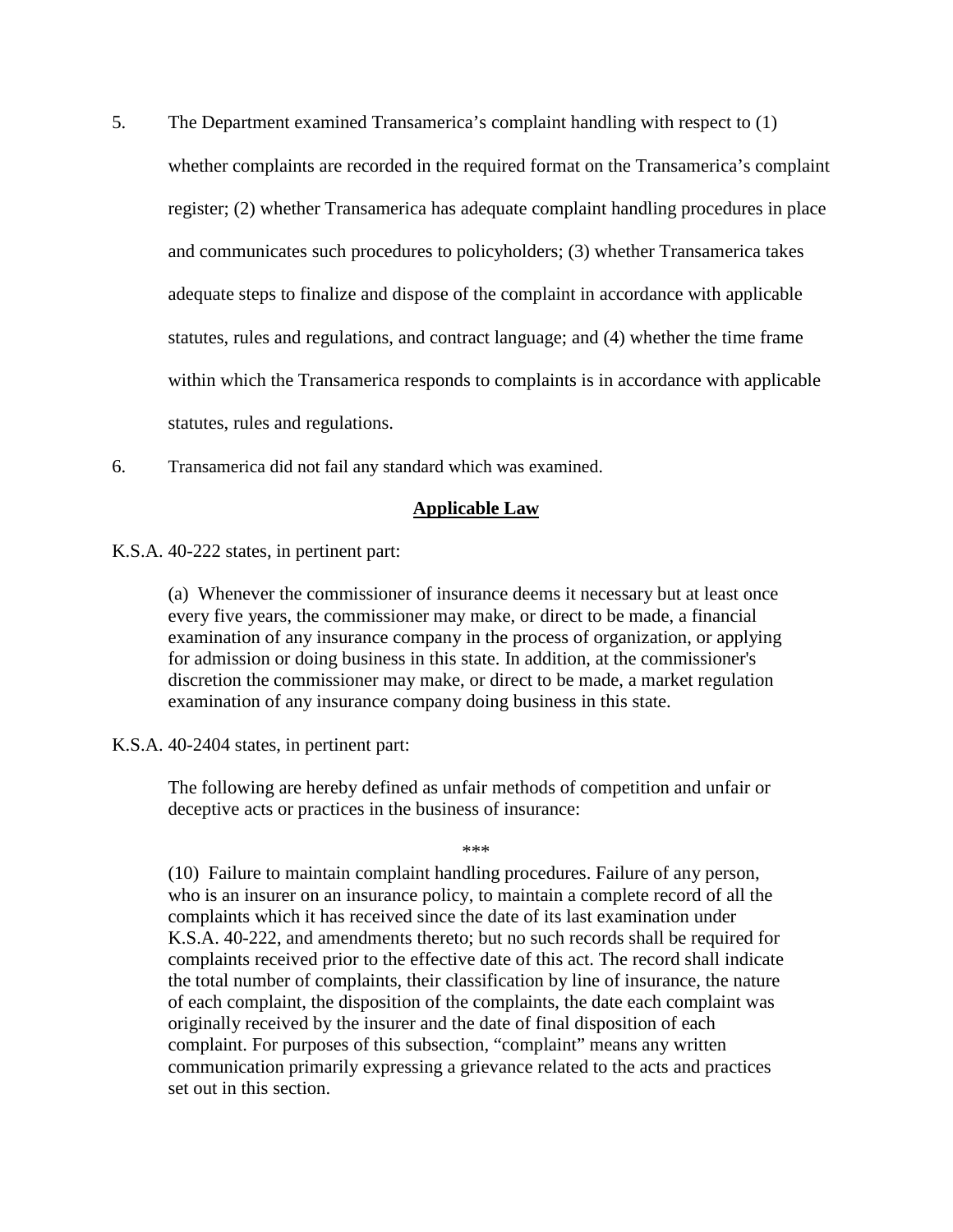5. The Department examined Transamerica's complaint handling with respect to (1) whether complaints are recorded in the required format on the Transamerica's complaint register; (2) whether Transamerica has adequate complaint handling procedures in place and communicates such procedures to policyholders; (3) whether Transamerica takes adequate steps to finalize and dispose of the complaint in accordance with applicable statutes, rules and regulations, and contract language; and (4) whether the time frame within which the Transamerica responds to complaints is in accordance with applicable statutes, rules and regulations.

6. Transamerica did not fail any standard which was examined.

## Applicable Law

K.S.A. 40-222 states, in pertinent part:

> (a) Whenever the commissioner of insurance deems it necessary but at least once every five years, the commissioner may make, or direct to be made, a financial examination of any insurance company in the process of organization, or applying for admission or doing business in this state. In addition, at the commissioner's discretion the commissioner may make, or direct to be made, a market regulation examination of any insurance company doing business in this state.

K.S.A. 40-2404 states, in pertinent part:

> The following are hereby defined as unfair methods of competition and unfair or deceptive acts or practices in the business of insurance:
>
> ***
>
> (10) Failure to maintain complaint handling procedures. Failure of any person, who is an insurer on an insurance policy, to maintain a complete record of all the complaints which it has received since the date of its last examination under K.S.A. 40-222, and amendments thereto; but no such records shall be required for complaints received prior to the effective date of this act. The record shall indicate the total number of complaints, their classification by line of insurance, the nature of each complaint, the disposition of the complaints, the date each complaint was originally received by the insurer and the date of final disposition of each complaint. For purposes of this subsection, "complaint" means any written communication primarily expressing a grievance related to the acts and practices set out in this section.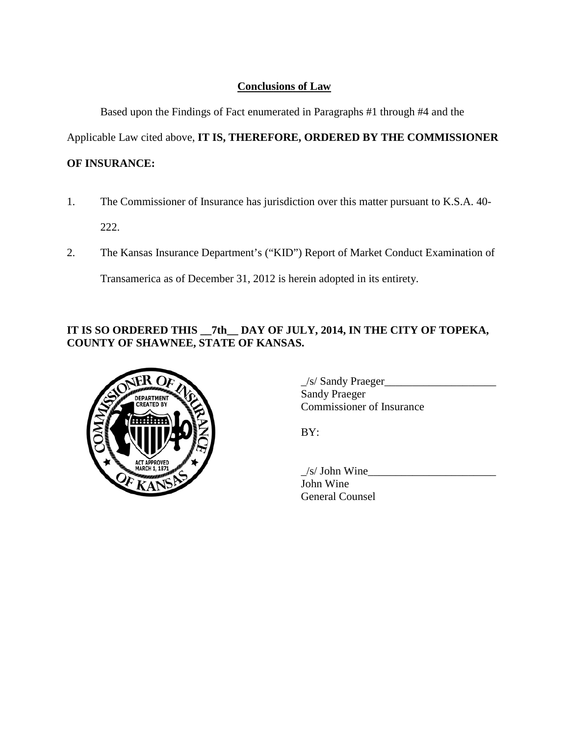**Conclusions of Law**

Based upon the Findings of Fact enumerated in Paragraphs #1 through #4 and the Applicable Law cited above, **IT IS, THEREFORE, ORDERED BY THE COMMISSIONER OF INSURANCE:**

1. The Commissioner of Insurance has jurisdiction over this matter pursuant to K.S.A. 40-222.
2. The Kansas Insurance Department's ("KID") Report of Market Conduct Examination of Transamerica as of December 31, 2012 is herein adopted in its entirety.

**IT IS SO ORDERED THIS __7th__ DAY OF JULY, 2014, IN THE CITY OF TOPEKA, COUNTY OF SHAWNEE, STATE OF KANSAS.**

_/s/ Sandy Praeger____________________
Sandy Praeger
Commissioner of Insurance

BY:

_/s/ John Wine_______________________
John Wine
General Counsel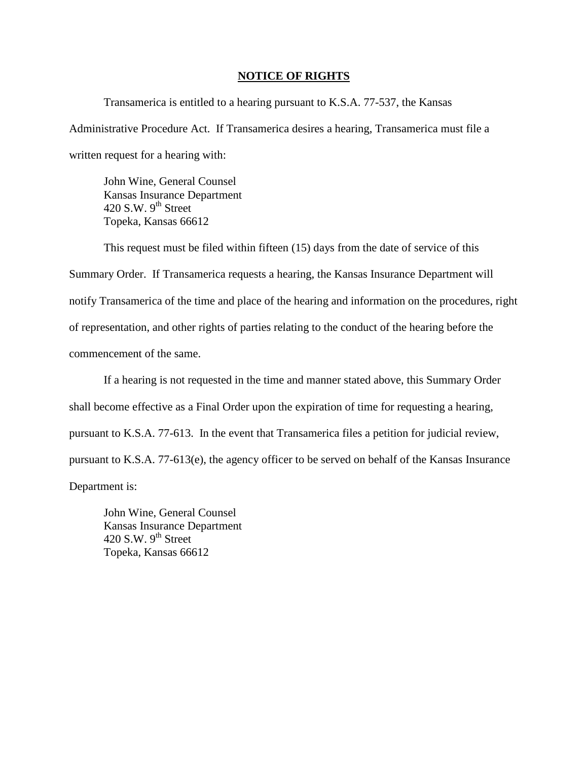## NOTICE OF RIGHTS

Transamerica is entitled to a hearing pursuant to K.S.A. 77-537, the Kansas Administrative Procedure Act. If Transamerica desires a hearing, Transamerica must file a written request for a hearing with:

John Wine, General Counsel
Kansas Insurance Department
420 S.W. 9th Street
Topeka, Kansas 66612

This request must be filed within fifteen (15) days from the date of service of this Summary Order. If Transamerica requests a hearing, the Kansas Insurance Department will notify Transamerica of the time and place of the hearing and information on the procedures, right of representation, and other rights of parties relating to the conduct of the hearing before the commencement of the same.

If a hearing is not requested in the time and manner stated above, this Summary Order shall become effective as a Final Order upon the expiration of time for requesting a hearing, pursuant to K.S.A. 77-613. In the event that Transamerica files a petition for judicial review, pursuant to K.S.A. 77-613(e), the agency officer to be served on behalf of the Kansas Insurance Department is:

John Wine, General Counsel
Kansas Insurance Department
420 S.W. 9th Street
Topeka, Kansas 66612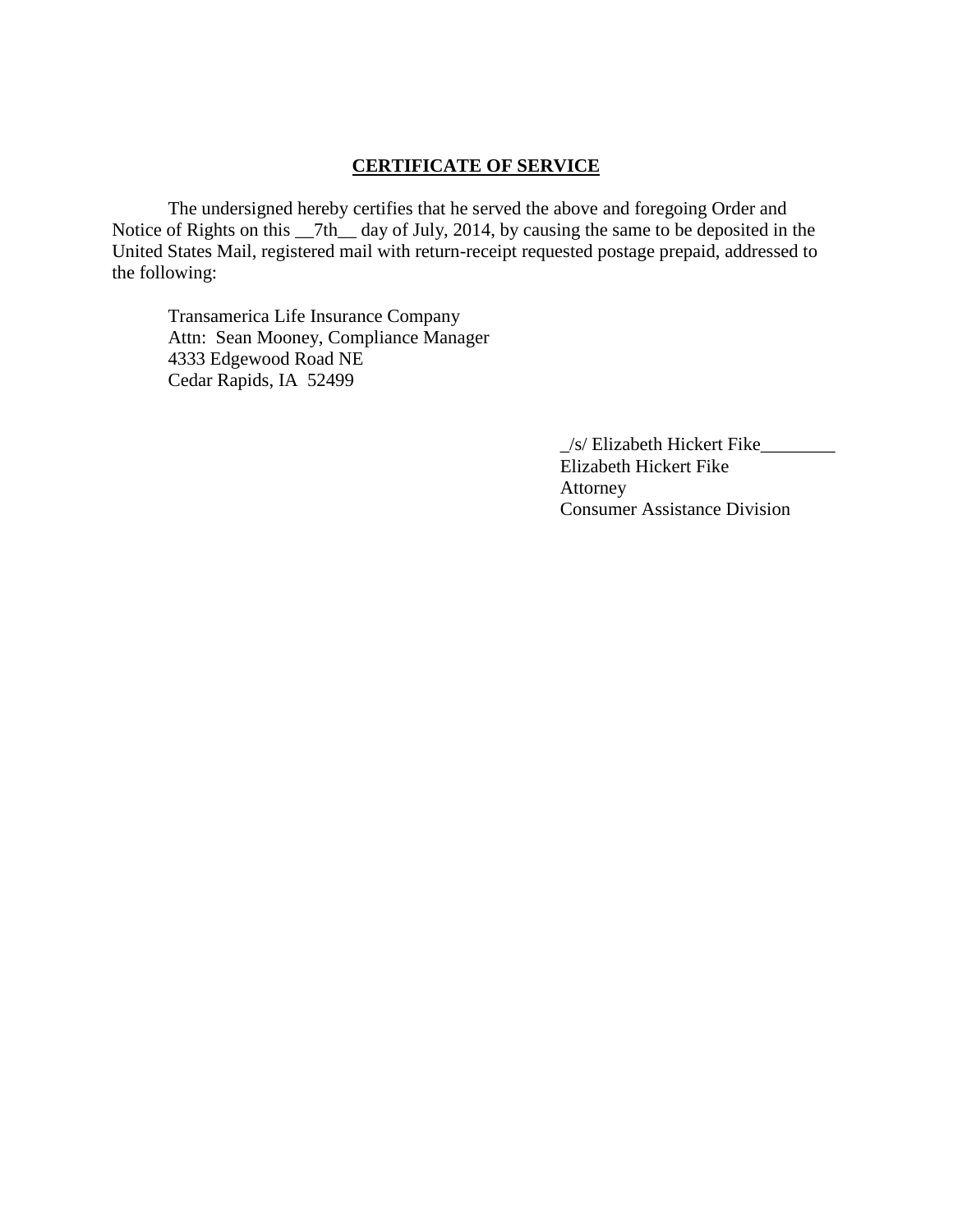**CERTIFICATE OF SERVICE**

The undersigned hereby certifies that he served the above and foregoing Order and Notice of Rights on this __7th__ day of July, 2014, by causing the same to be deposited in the United States Mail, registered mail with return-receipt requested postage prepaid, addressed to the following:

Transamerica Life Insurance Company
Attn: Sean Mooney, Compliance Manager
4333 Edgewood Road NE
Cedar Rapids, IA 52499

_/s/ Elizabeth Hickert Fike________
Elizabeth Hickert Fike
Attorney
Consumer Assistance Division